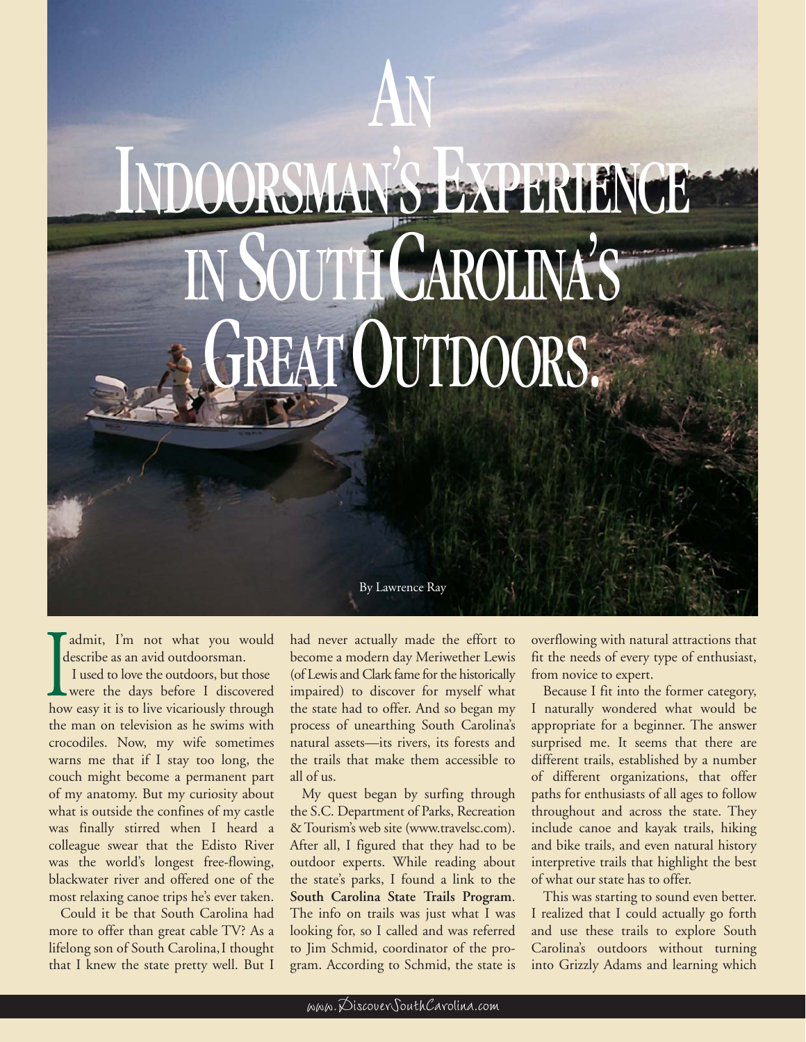# An Indoorsman's Experience in South Carolina's Great Outdoors.

By Lawrence Ray

I admit, I'm not what you would describe as an avid outdoorsman.

I used to love the outdoors, but those were the days before I discovered how easy it is to live vicariously through the man on television as he swims with crocodiles. Now, my wife sometimes warns me that if I stay too long, the couch might become a permanent part of my anatomy. But my curiosity about what is outside the confines of my castle was finally stirred when I heard a colleague swear that the Edisto River was the world's longest free-flowing, blackwater river and offered one of the most relaxing canoe trips he's ever taken.

Could it be that South Carolina had more to offer than great cable TV? As a lifelong son of South Carolina, I thought that I knew the state pretty well. But I had never actually made the effort to become a modern day Meriwether Lewis (of Lewis and Clark fame for the historically impaired) to discover for myself what the state had to offer. And so began my process of unearthing South Carolina's natural assets—its rivers, its forests and the trails that make them accessible to all of us.

My quest began by surfing through the S.C. Department of Parks, Recreation & Tourism's web site (www.travelsc.com). After all, I figured that they had to be outdoor experts. While reading about the state's parks, I found a link to the **South Carolina State Trails Program**. The info on trails was just what I was looking for, so I called and was referred to Jim Schmid, coordinator of the program. According to Schmid, the state is overflowing with natural attractions that fit the needs of every type of enthusiast, from novice to expert.

Because I fit into the former category, I naturally wondered what would be appropriate for a beginner. The answer surprised me. It seems that there are different trails, established by a number of different organizations, that offer paths for enthusiasts of all ages to follow throughout and across the state. They include canoe and kayak trails, hiking and bike trails, and even natural history interpretive trails that highlight the best of what our state has to offer.

This was starting to sound even better. I realized that I could actually go forth and use these trails to explore South Carolina's outdoors without turning into Grizzly Adams and learning which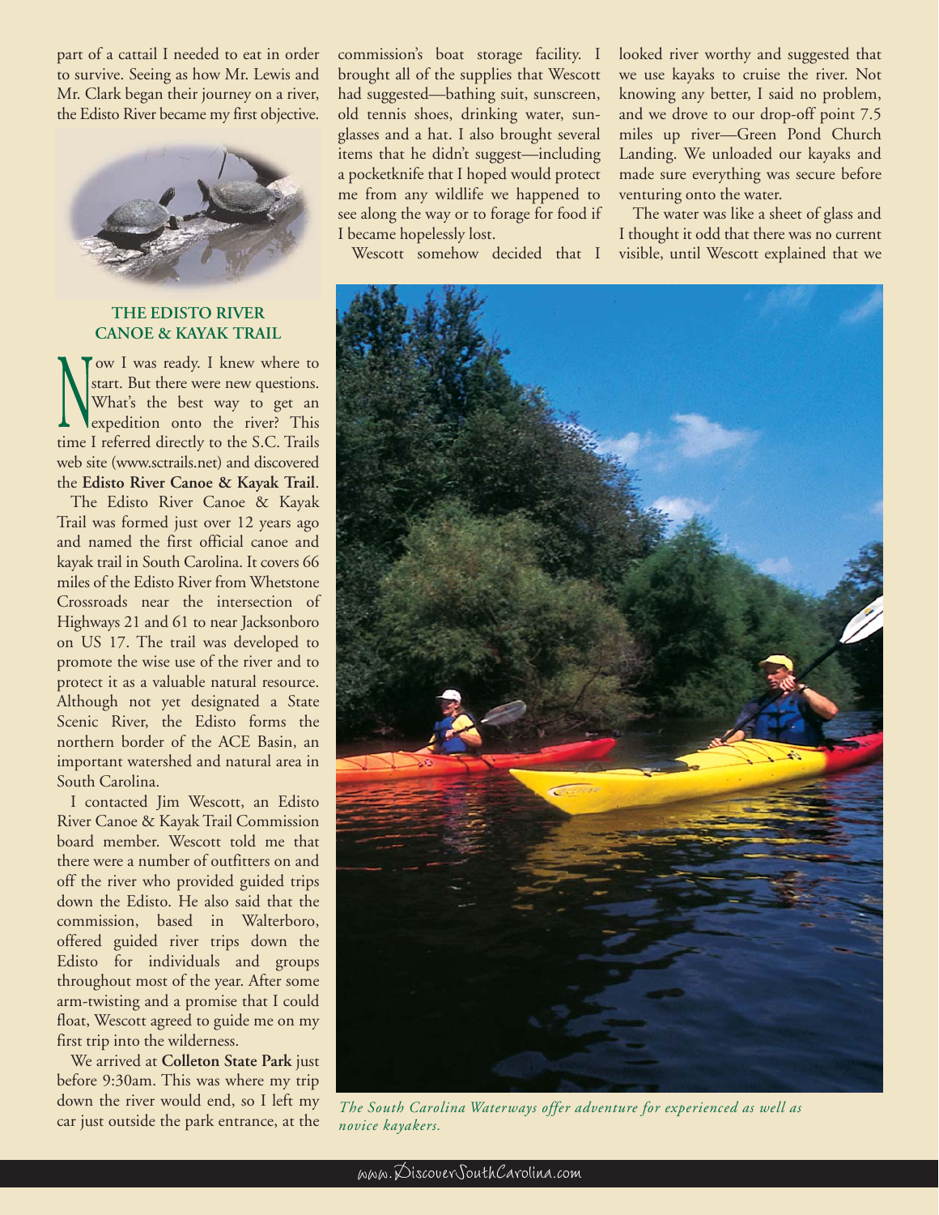part of a cattail I needed to eat in order to survive. Seeing as how Mr. Lewis and Mr. Clark began their journey on a river, the Edisto River became my first objective.

### THE EDISTO RIVER CANOE & KAYAK TRAIL

Now I was ready. I knew where to start. But there were new questions. What's the best way to get an expedition onto the river? This time I referred directly to the S.C. Trails web site (www.sctrails.net) and discovered the **Edisto River Canoe & Kayak Trail**.

The Edisto River Canoe & Kayak Trail was formed just over 12 years ago and named the first official canoe and kayak trail in South Carolina. It covers 66 miles of the Edisto River from Whetstone Crossroads near the intersection of Highways 21 and 61 to near Jacksonboro on US 17. The trail was developed to promote the wise use of the river and to protect it as a valuable natural resource. Although not yet designated a State Scenic River, the Edisto forms the northern border of the ACE Basin, an important watershed and natural area in South Carolina.

I contacted Jim Wescott, an Edisto River Canoe & Kayak Trail Commission board member. Wescott told me that there were a number of outfitters on and off the river who provided guided trips down the Edisto. He also said that the commission, based in Walterboro, offered guided river trips down the Edisto for individuals and groups throughout most of the year. After some arm-twisting and a promise that I could float, Wescott agreed to guide me on my first trip into the wilderness.

We arrived at **Colleton State Park** just before 9:30am. This was where my trip down the river would end, so I left my car just outside the park entrance, at the commission's boat storage facility. I brought all of the supplies that Wescott had suggested—bathing suit, sunscreen, old tennis shoes, drinking water, sunglasses and a hat. I also brought several items that he didn't suggest—including a pocketknife that I hoped would protect me from any wildlife we happened to see along the way or to forage for food if I became hopelessly lost.

Wescott somehow decided that I looked river worthy and suggested that we use kayaks to cruise the river. Not knowing any better, I said no problem, and we drove to our drop-off point 7.5 miles up river—Green Pond Church Landing. We unloaded our kayaks and made sure everything was secure before venturing onto the water.

The water was like a sheet of glass and I thought it odd that there was no current visible, until Wescott explained that we

*The South Carolina Waterways offer adventure for experienced as well as novice kayakers.*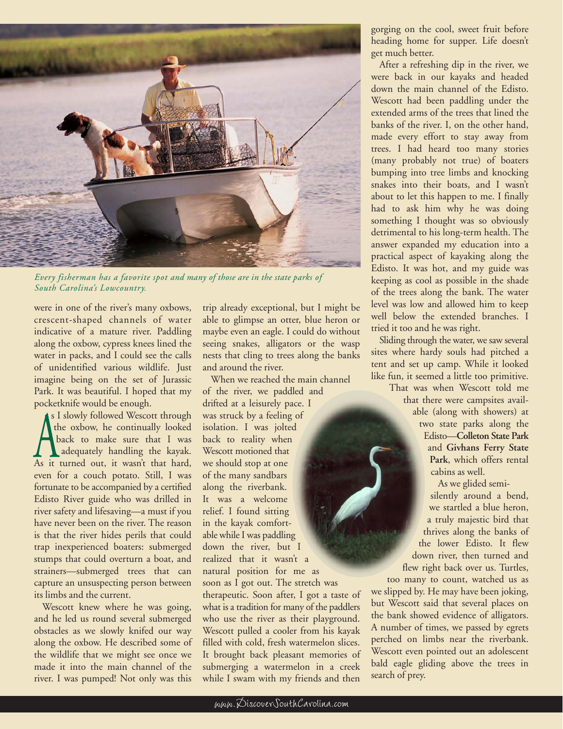*Every fisherman has a favorite spot and many of those are in the state parks of South Carolina's Lowcountry.*

were in one of the river's many oxbows, crescent-shaped channels of water indicative of a mature river. Paddling along the oxbow, cypress knees lined the water in packs, and I could see the calls of unidentified various wildlife. Just imagine being on the set of Jurassic Park. It was beautiful. I hoped that my pocketknife would be enough.

As I slowly followed Wescott through the oxbow, he continually looked back to make sure that I was adequately handling the kayak. As it turned out, it wasn't that hard, even for a couch potato. Still, I was fortunate to be accompanied by a certified Edisto River guide who was drilled in river safety and lifesaving—a must if you have never been on the river. The reason is that the river hides perils that could trap inexperienced boaters: submerged stumps that could overturn a boat, and strainers—submerged trees that can capture an unsuspecting person between its limbs and the current.

Wescott knew where he was going, and he led us round several submerged obstacles as we slowly knifed our way along the oxbow. He described some of the wildlife that we might see once we made it into the main channel of the river. I was pumped! Not only was this trip already exceptional, but I might be able to glimpse an otter, blue heron or maybe even an eagle. I could do without seeing snakes, alligators or the wasp nests that cling to trees along the banks and around the river.

When we reached the main channel of the river, we paddled and drifted at a leisurely pace. I was struck by a feeling of isolation. I was jolted back to reality when Wescott motioned that we should stop at one of the many sandbars along the riverbank. It was a welcome relief. I found sitting in the kayak comfortable while I was paddling down the river, but I realized that it wasn't a natural position for me as soon as I got out. The stretch was therapeutic. Soon after, I got a taste of what is a tradition for many of the paddlers who use the river as their playground. Wescott pulled a cooler from his kayak filled with cold, fresh watermelon slices. It brought back pleasant memories of submerging a watermelon in a creek while I swam with my friends and then gorging on the cool, sweet fruit before heading home for supper. Life doesn't get much better.

After a refreshing dip in the river, we were back in our kayaks and headed down the main channel of the Edisto. Wescott had been paddling under the extended arms of the trees that lined the banks of the river. I, on the other hand, made every effort to stay away from trees. I had heard too many stories (many probably not true) of boaters bumping into tree limbs and knocking snakes into their boats, and I wasn't about to let this happen to me. I finally had to ask him why he was doing something I thought was so obviously detrimental to his long-term health. The answer expanded my education into a practical aspect of kayaking along the Edisto. It was hot, and my guide was keeping as cool as possible in the shade of the trees along the bank. The water level was low and allowed him to keep well below the extended branches. I tried it too and he was right.

Sliding through the water, we saw several sites where hardy souls had pitched a tent and set up camp. While it looked like fun, it seemed a little too primitive. That was when Wescott told me that there were campsites available (along with showers) at two state parks along the Edisto—**Colleton State Park** and **Givhans Ferry State Park**, which offers rental cabins as well.

As we glided semi-silently around a bend, we startled a blue heron, a truly majestic bird that thrives along the banks of the lower Edisto. It flew down river, then turned and flew right back over us. Turtles, too many to count, watched us as we slipped by. He may have been joking, but Wescott said that several places on the bank showed evidence of alligators. A number of times, we passed by egrets perched on limbs near the riverbank. Wescott even pointed out an adolescent bald eagle gliding above the trees in search of prey.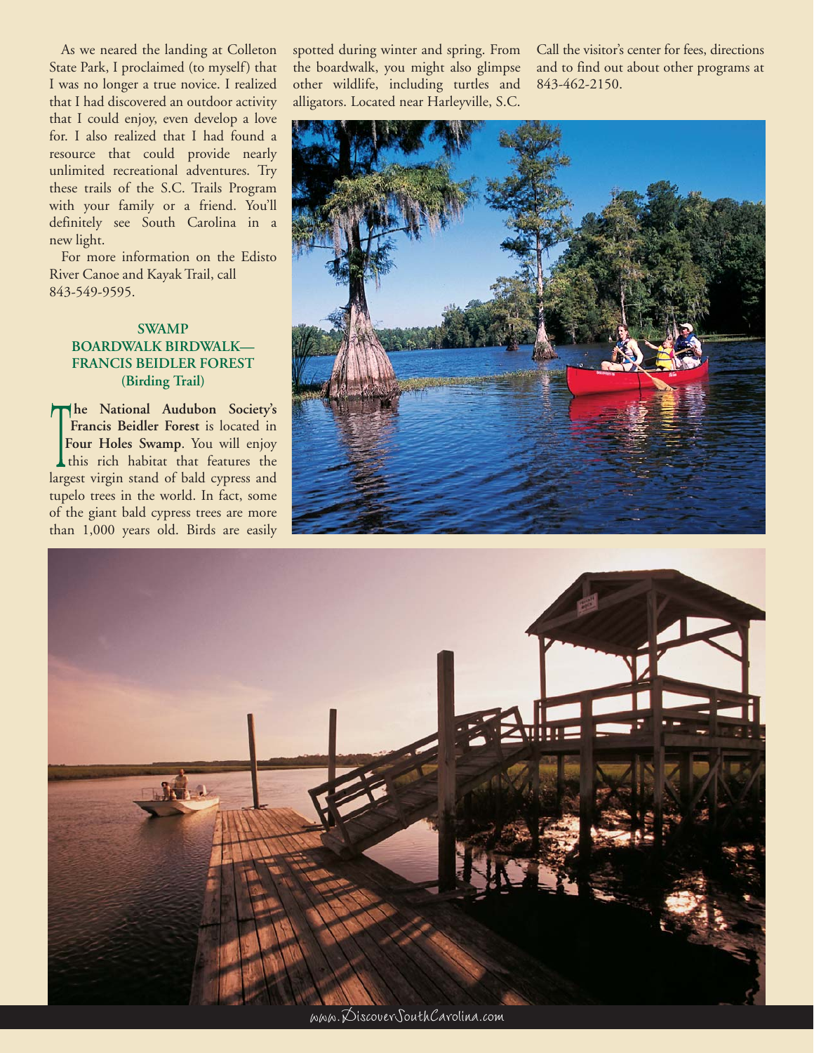As we neared the landing at Colleton State Park, I proclaimed (to myself) that I was no longer a true novice. I realized that I had discovered an outdoor activity that I could enjoy, even develop a love for. I also realized that I had found a resource that could provide nearly unlimited recreational adventures. Try these trails of the S.C. Trails Program with your family or a friend. You'll definitely see South Carolina in a new light.

For more information on the Edisto River Canoe and Kayak Trail, call 843-549-9595.

### SWAMP BOARDWALK BIRDWALK—FRANCIS BEIDLER FOREST (Birding Trail)

**The National Audubon Society's Francis Beidler Forest** is located in **Four Holes Swamp**. You will enjoy this rich habitat that features the largest virgin stand of bald cypress and tupelo trees in the world. In fact, some of the giant bald cypress trees are more than 1,000 years old. Birds are easily spotted during winter and spring. From the boardwalk, you might also glimpse other wildlife, including turtles and alligators. Located near Harleyville, S.C. Call the visitor's center for fees, directions and to find out about other programs at 843-462-2150.